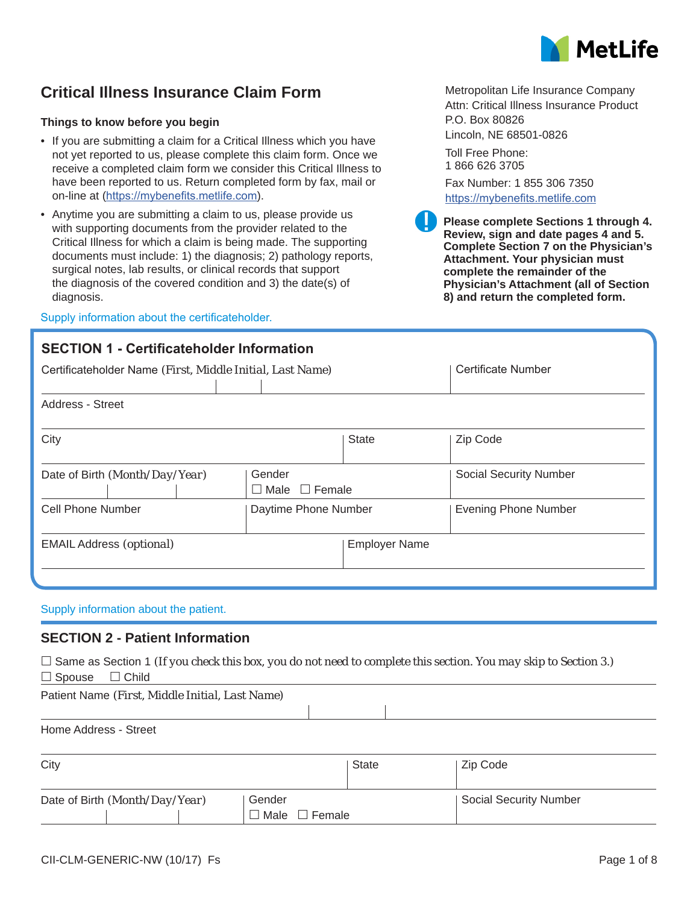# Critical Illness Insurance Claim Form

Metropolitan Life Insurance Company
Attn: Critical Illness Insurance Product
P.O. Box 80826
Lincoln, NE 68501-0826

Toll Free Phone:
1 866 626 3705

Fax Number: 1 855 306 7350
https://mybenefits.metlife.com

### Things to know before you begin

- If you are submitting a claim for a Critical Illness which you have not yet reported to us, please complete this claim form. Once we receive a completed claim form we consider this Critical Illness to have been reported to us. Return completed form by fax, mail or on-line at (https://mybenefits.metlife.com).
- Anytime you are submitting a claim to us, please provide us with supporting documents from the provider related to the Critical Illness for which a claim is being made. The supporting documents must include: 1) the diagnosis; 2) pathology reports, surgical notes, lab results, or clinical records that support the diagnosis of the covered condition and 3) the date(s) of diagnosis.

**Please complete Sections 1 through 4. Review, sign and date pages 4 and 5. Complete Section 7 on the Physician's Attachment. Your physician must complete the remainder of the Physician's Attachment (all of Section 8) and return the completed form.**

Supply information about the certificateholder.

## SECTION 1 - Certificateholder Information

| Certificateholder Name (First, Middle Initial, Last Name) | | Certificate Number |
|---|---|---|
| Address - Street | | |
| City | State | Zip Code |
| Date of Birth (Month/Day/Year) | Gender ☐ Male ☐ Female | Social Security Number |
| Cell Phone Number | Daytime Phone Number | Evening Phone Number |
| EMAIL Address (optional) | Employer Name | |

Supply information about the patient.

## SECTION 2 - Patient Information

☐ Same as Section 1 (If you check this box, you do not need to complete this section. You may skip to Section 3.)
☐ Spouse ☐ Child

| Patient Name (First, Middle Initial, Last Name) | | |
|---|---|---|
| Home Address - Street | | |
| City | State | Zip Code |
| Date of Birth (Month/Day/Year) | Gender ☐ Male ☐ Female | Social Security Number |

CII-CLM-GENERIC-NW (10/17) Fs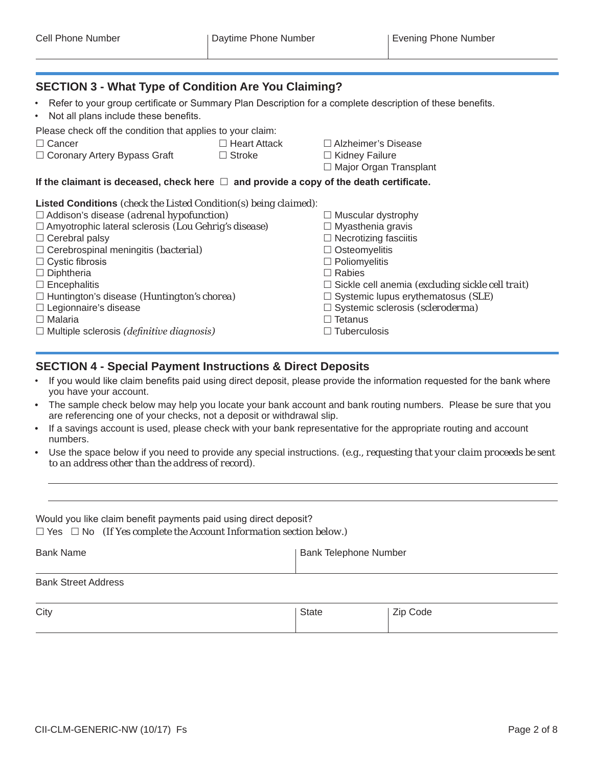| Cell Phone Number | Daytime Phone Number | Evening Phone Number |
|---|---|---|
| | | |

## SECTION 3 - What Type of Condition Are You Claiming?

- Refer to your group certificate or Summary Plan Description for a complete description of these benefits.
- Not all plans include these benefits.

Please check off the condition that applies to your claim:

☐ Cancer
☐ Coronary Artery Bypass Graft
☐ Heart Attack
☐ Stroke
☐ Alzheimer's Disease
☐ Kidney Failure
☐ Major Organ Transplant

**If the claimant is deceased, check here ☐ and provide a copy of the death certificate.**

**Listed Conditions** *(check the Listed Condition(s) being claimed)*:

☐ Addison's disease *(adrenal hypofunction)*
☐ Amyotrophic lateral sclerosis *(Lou Gehrig's disease)*
☐ Cerebral palsy
☐ Cerebrospinal meningitis *(bacterial)*
☐ Cystic fibrosis
☐ Diphtheria
☐ Encephalitis
☐ Huntington's disease *(Huntington's chorea)*
☐ Legionnaire's disease
☐ Malaria
☐ Multiple sclerosis *(definitive diagnosis)*
☐ Muscular dystrophy
☐ Myasthenia gravis
☐ Necrotizing fasciitis
☐ Osteomyelitis
☐ Poliomyelitis
☐ Rabies
☐ Sickle cell anemia *(excluding sickle cell trait)*
☐ Systemic lupus erythematosus *(SLE)*
☐ Systemic sclerosis *(scleroderma)*
☐ Tetanus
☐ Tuberculosis

## SECTION 4 - Special Payment Instructions & Direct Deposits

- If you would like claim benefits paid using direct deposit, please provide the information requested for the bank where you have your account.
- The sample check below may help you locate your bank account and bank routing numbers. Please be sure that you are referencing one of your checks, not a deposit or withdrawal slip.
- If a savings account is used, please check with your bank representative for the appropriate routing and account numbers.
- Use the space below if you need to provide any special instructions. *(e.g., requesting that your claim proceeds be sent to an address other than the address of record)*.

______________________________________________________________________

______________________________________________________________________

Would you like claim benefit payments paid using direct deposit?
☐ Yes ☐ No *(If Yes complete the Account Information section below.)*

| Bank Name | | Bank Telephone Number |
|---|---|---|
| **Bank Street Address** | | |
| **City** | **State** | **Zip Code** |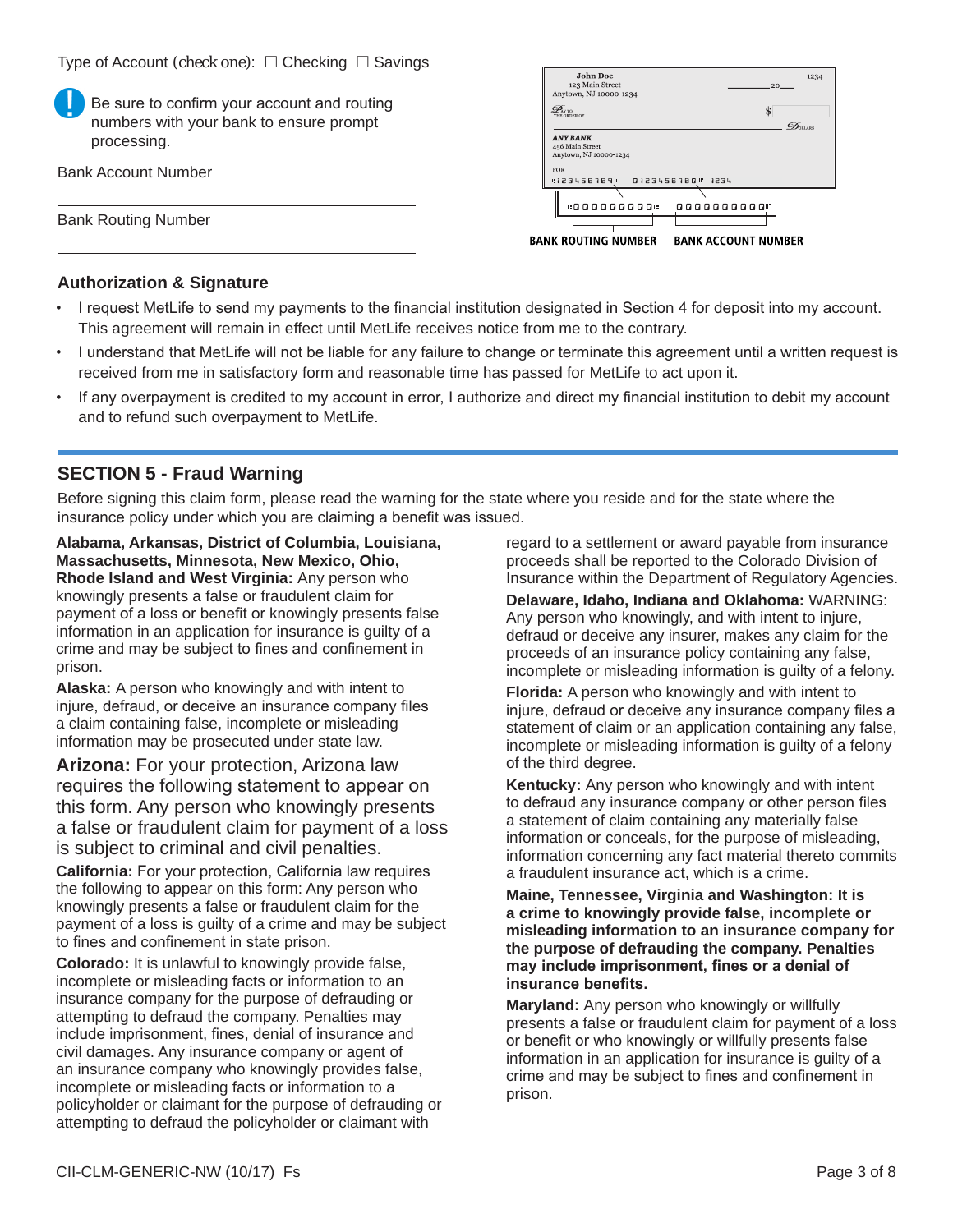Type of Account (check one): ☐ Checking ☐ Savings

Be sure to confirm your account and routing numbers with your bank to ensure prompt processing.

Bank Account Number

_______________________________________

Bank Routing Number

_______________________________________

BANK ROUTING NUMBER    BANK ACCOUNT NUMBER

### Authorization & Signature

- I request MetLife to send my payments to the financial institution designated in Section 4 for deposit into my account. This agreement will remain in effect until MetLife receives notice from me to the contrary.
- I understand that MetLife will not be liable for any failure to change or terminate this agreement until a written request is received from me in satisfactory form and reasonable time has passed for MetLife to act upon it.
- If any overpayment is credited to my account in error, I authorize and direct my financial institution to debit my account and to refund such overpayment to MetLife.

## SECTION 5 - Fraud Warning

Before signing this claim form, please read the warning for the state where you reside and for the state where the insurance policy under which you are claiming a benefit was issued.

**Alabama, Arkansas, District of Columbia, Louisiana, Massachusetts, Minnesota, New Mexico, Ohio, Rhode Island and West Virginia:** Any person who knowingly presents a false or fraudulent claim for payment of a loss or benefit or knowingly presents false information in an application for insurance is guilty of a crime and may be subject to fines and confinement in prison.

**Alaska:** A person who knowingly and with intent to injure, defraud, or deceive an insurance company files a claim containing false, incomplete or misleading information may be prosecuted under state law.

**Arizona:** For your protection, Arizona law requires the following statement to appear on this form. Any person who knowingly presents a false or fraudulent claim for payment of a loss is subject to criminal and civil penalties.

**California:** For your protection, California law requires the following to appear on this form: Any person who knowingly presents a false or fraudulent claim for the payment of a loss is guilty of a crime and may be subject to fines and confinement in state prison.

**Colorado:** It is unlawful to knowingly provide false, incomplete or misleading facts or information to an insurance company for the purpose of defrauding or attempting to defraud the company. Penalties may include imprisonment, fines, denial of insurance and civil damages. Any insurance company or agent of an insurance company who knowingly provides false, incomplete or misleading facts or information to a policyholder or claimant for the purpose of defrauding or attempting to defraud the policyholder or claimant with regard to a settlement or award payable from insurance proceeds shall be reported to the Colorado Division of Insurance within the Department of Regulatory Agencies.

**Delaware, Idaho, Indiana and Oklahoma:** WARNING: Any person who knowingly, and with intent to injure, defraud or deceive any insurer, makes any claim for the proceeds of an insurance policy containing any false, incomplete or misleading information is guilty of a felony.

**Florida:** A person who knowingly and with intent to injure, defraud or deceive any insurance company files a statement of claim or an application containing any false, incomplete or misleading information is guilty of a felony of the third degree.

**Kentucky:** Any person who knowingly and with intent to defraud any insurance company or other person files a statement of claim containing any materially false information or conceals, for the purpose of misleading, information concerning any fact material thereto commits a fraudulent insurance act, which is a crime.

**Maine, Tennessee, Virginia and Washington: It is a crime to knowingly provide false, incomplete or misleading information to an insurance company for the purpose of defrauding the company. Penalties may include imprisonment, fines or a denial of insurance benefits.**

**Maryland:** Any person who knowingly or willfully presents a false or fraudulent claim for payment of a loss or benefit or who knowingly or willfully presents false information in an application for insurance is guilty of a crime and may be subject to fines and confinement in prison.

CII-CLM-GENERIC-NW (10/17) Fs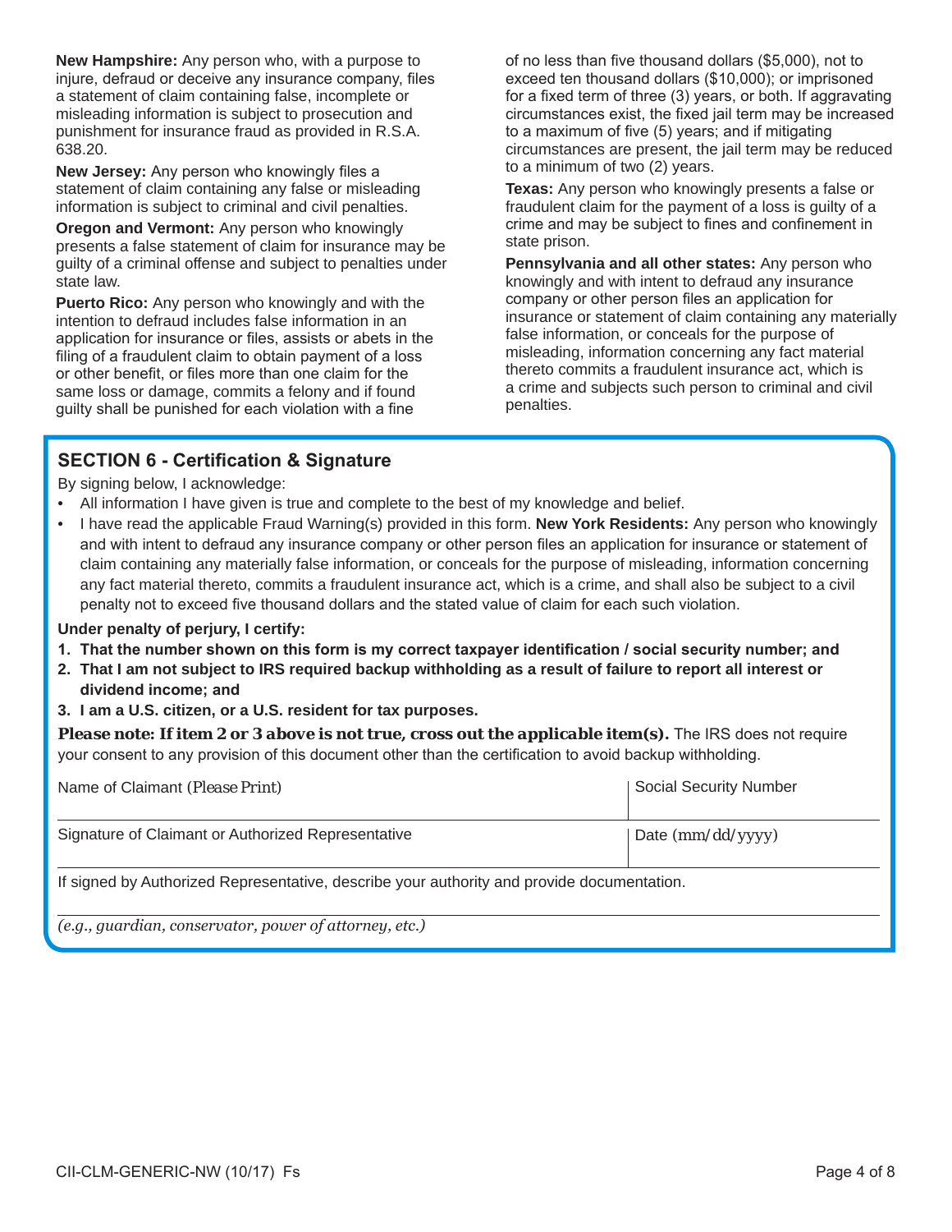**New Hampshire:** Any person who, with a purpose to injure, defraud or deceive any insurance company, files a statement of claim containing false, incomplete or misleading information is subject to prosecution and punishment for insurance fraud as provided in R.S.A. 638.20.

**New Jersey:** Any person who knowingly files a statement of claim containing any false or misleading information is subject to criminal and civil penalties.

**Oregon and Vermont:** Any person who knowingly presents a false statement of claim for insurance may be guilty of a criminal offense and subject to penalties under state law.

**Puerto Rico:** Any person who knowingly and with the intention to defraud includes false information in an application for insurance or files, assists or abets in the filing of a fraudulent claim to obtain payment of a loss or other benefit, or files more than one claim for the same loss or damage, commits a felony and if found guilty shall be punished for each violation with a fine of no less than five thousand dollars ($5,000), not to exceed ten thousand dollars ($10,000); or imprisoned for a fixed term of three (3) years, or both. If aggravating circumstances exist, the fixed jail term may be increased to a maximum of five (5) years; and if mitigating circumstances are present, the jail term may be reduced to a minimum of two (2) years.

**Texas:** Any person who knowingly presents a false or fraudulent claim for the payment of a loss is guilty of a crime and may be subject to fines and confinement in state prison.

**Pennsylvania and all other states:** Any person who knowingly and with intent to defraud any insurance company or other person files an application for insurance or statement of claim containing any materially false information, or conceals for the purpose of misleading, information concerning any fact material thereto commits a fraudulent insurance act, which is a crime and subjects such person to criminal and civil penalties.

## SECTION 6 - Certification & Signature

By signing below, I acknowledge:

- All information I have given is true and complete to the best of my knowledge and belief.
- I have read the applicable Fraud Warning(s) provided in this form. **New York Residents:** Any person who knowingly and with intent to defraud any insurance company or other person files an application for insurance or statement of claim containing any materially false information, or conceals for the purpose of misleading, information concerning any fact material thereto, commits a fraudulent insurance act, which is a crime, and shall also be subject to a civil penalty not to exceed five thousand dollars and the stated value of claim for each such violation.

**Under penalty of perjury, I certify:**

1. **That the number shown on this form is my correct taxpayer identification / social security number; and**
2. **That I am not subject to IRS required backup withholding as a result of failure to report all interest or dividend income; and**
3. **I am a U.S. citizen, or a U.S. resident for tax purposes.**

**Please note: If item 2 or 3 above is not true, cross out the applicable item(s).** The IRS does not require your consent to any provision of this document other than the certification to avoid backup withholding.

| Name of Claimant (Please Print) | Social Security Number |
|---|---|
| Signature of Claimant or Authorized Representative | Date (mm/dd/yyyy) |

If signed by Authorized Representative, describe your authority and provide documentation.

*(e.g., guardian, conservator, power of attorney, etc.)*

CII-CLM-GENERIC-NW (10/17) Fs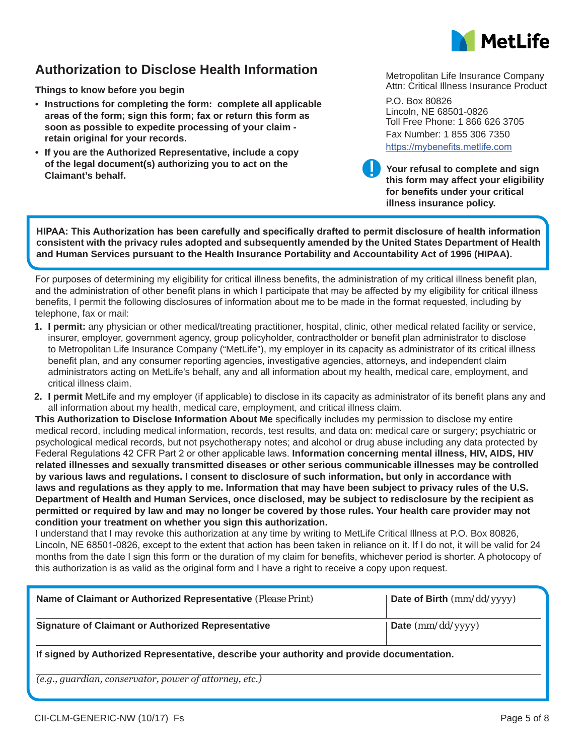# Authorization to Disclose Health Information

Metropolitan Life Insurance Company
Attn: Critical Illness Insurance Product

P.O. Box 80826
Lincoln, NE 68501-0826
Toll Free Phone: 1 866 626 3705
Fax Number: 1 855 306 7350
https://mybenefits.metlife.com

**Things to know before you begin**

- **Instructions for completing the form: complete all applicable areas of the form; sign this form; fax or return this form as soon as possible to expedite processing of your claim - retain original for your records.**
- **If you are the Authorized Representative, include a copy of the legal document(s) authorizing you to act on the Claimant's behalf.**

**Your refusal to complete and sign this form may affect your eligibility for benefits under your critical illness insurance policy.**

**HIPAA: This Authorization has been carefully and specifically drafted to permit disclosure of health information consistent with the privacy rules adopted and subsequently amended by the United States Department of Health and Human Services pursuant to the Health Insurance Portability and Accountability Act of 1996 (HIPAA).**

For purposes of determining my eligibility for critical illness benefits, the administration of my critical illness benefit plan, and the administration of other benefit plans in which I participate that may be affected by my eligibility for critical illness benefits, I permit the following disclosures of information about me to be made in the format requested, including by telephone, fax or mail:

1. **I permit:** any physician or other medical/treating practitioner, hospital, clinic, other medical related facility or service, insurer, employer, government agency, group policyholder, contractholder or benefit plan administrator to disclose to Metropolitan Life Insurance Company ("MetLife"), my employer in its capacity as administrator of its critical illness benefit plan, and any consumer reporting agencies, investigative agencies, attorneys, and independent claim administrators acting on MetLife's behalf, any and all information about my health, medical care, employment, and critical illness claim.
2. **I permit** MetLife and my employer (if applicable) to disclose in its capacity as administrator of its benefit plans any and all information about my health, medical care, employment, and critical illness claim.

**This Authorization to Disclose Information About Me** specifically includes my permission to disclose my entire medical record, including medical information, records, test results, and data on: medical care or surgery; psychiatric or psychological medical records, but not psychotherapy notes; and alcohol or drug abuse including any data protected by Federal Regulations 42 CFR Part 2 or other applicable laws. **Information concerning mental illness, HIV, AIDS, HIV related illnesses and sexually transmitted diseases or other serious communicable illnesses may be controlled by various laws and regulations. I consent to disclosure of such information, but only in accordance with laws and regulations as they apply to me. Information that may have been subject to privacy rules of the U.S. Department of Health and Human Services, once disclosed, may be subject to redisclosure by the recipient as permitted or required by law and may no longer be covered by those rules. Your health care provider may not condition your treatment on whether you sign this authorization.**

I understand that I may revoke this authorization at any time by writing to MetLife Critical Illness at P.O. Box 80826, Lincoln, NE 68501-0826, except to the extent that action has been taken in reliance on it. If I do not, it will be valid for 24 months from the date I sign this form or the duration of my claim for benefits, whichever period is shorter. A photocopy of this authorization is as valid as the original form and I have a right to receive a copy upon request.

| **Name of Claimant or Authorized Representative** (Please Print) | **Date of Birth** (mm/dd/yyyy) |
|---|---|
| **Signature of Claimant or Authorized Representative** | **Date** (mm/dd/yyyy) |

**If signed by Authorized Representative, describe your authority and provide documentation.**

*(e.g., guardian, conservator, power of attorney, etc.)*

CII-CLM-GENERIC-NW (10/17) Fs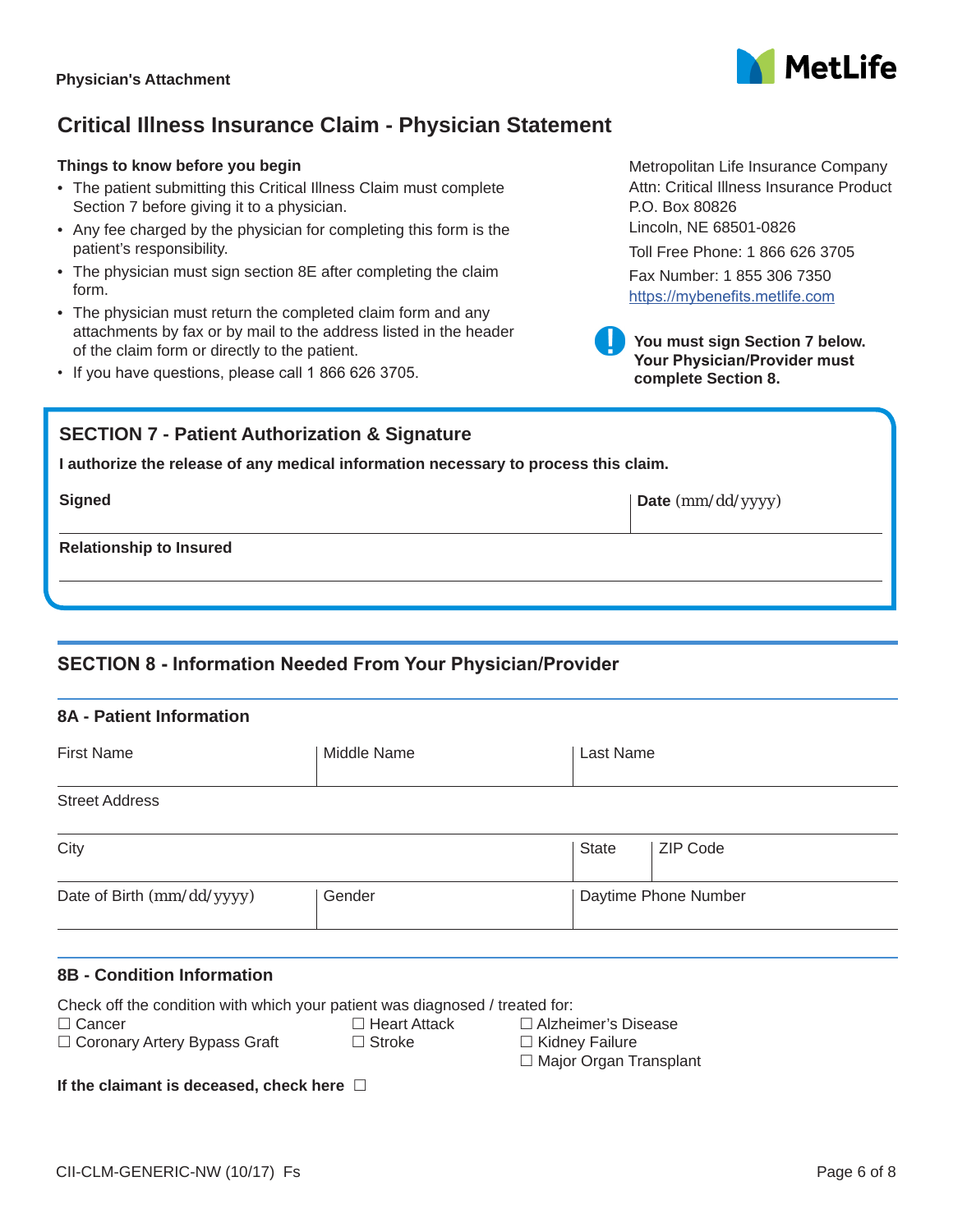Physician's Attachment

MetLife

# Critical Illness Insurance Claim - Physician Statement

**Things to know before you begin**

- The patient submitting this Critical Illness Claim must complete Section 7 before giving it to a physician.
- Any fee charged by the physician for completing this form is the patient's responsibility.
- The physician must sign section 8E after completing the claim form.
- The physician must return the completed claim form and any attachments by fax or by mail to the address listed in the header of the claim form or directly to the patient.
- If you have questions, please call 1 866 626 3705.

Metropolitan Life Insurance Company
Attn: Critical Illness Insurance Product
P.O. Box 80826
Lincoln, NE 68501-0826
Toll Free Phone: 1 866 626 3705
Fax Number: 1 855 306 7350
https://mybenefits.metlife.com

**You must sign Section 7 below. Your Physician/Provider must complete Section 8.**

## SECTION 7 - Patient Authorization & Signature

**I authorize the release of any medical information necessary to process this claim.**

| **Signed** | **Date** (mm/dd/yyyy) |
|---|---|
| | |

| **Relationship to Insured** |
|---|
| |

## SECTION 8 - Information Needed From Your Physician/Provider

### 8A - Patient Information

| First Name | Middle Name | Last Name | |
|---|---|---|---|
| Street Address | | | |
| City | | State | ZIP Code |
| Date of Birth (mm/dd/yyyy) | Gender | Daytime Phone Number | |

### 8B - Condition Information

Check off the condition with which your patient was diagnosed / treated for:

☐ Cancer
☐ Coronary Artery Bypass Graft
☐ Heart Attack
☐ Stroke
☐ Alzheimer's Disease
☐ Kidney Failure
☐ Major Organ Transplant

**If the claimant is deceased, check here** ☐

CII-CLM-GENERIC-NW (10/17) Fs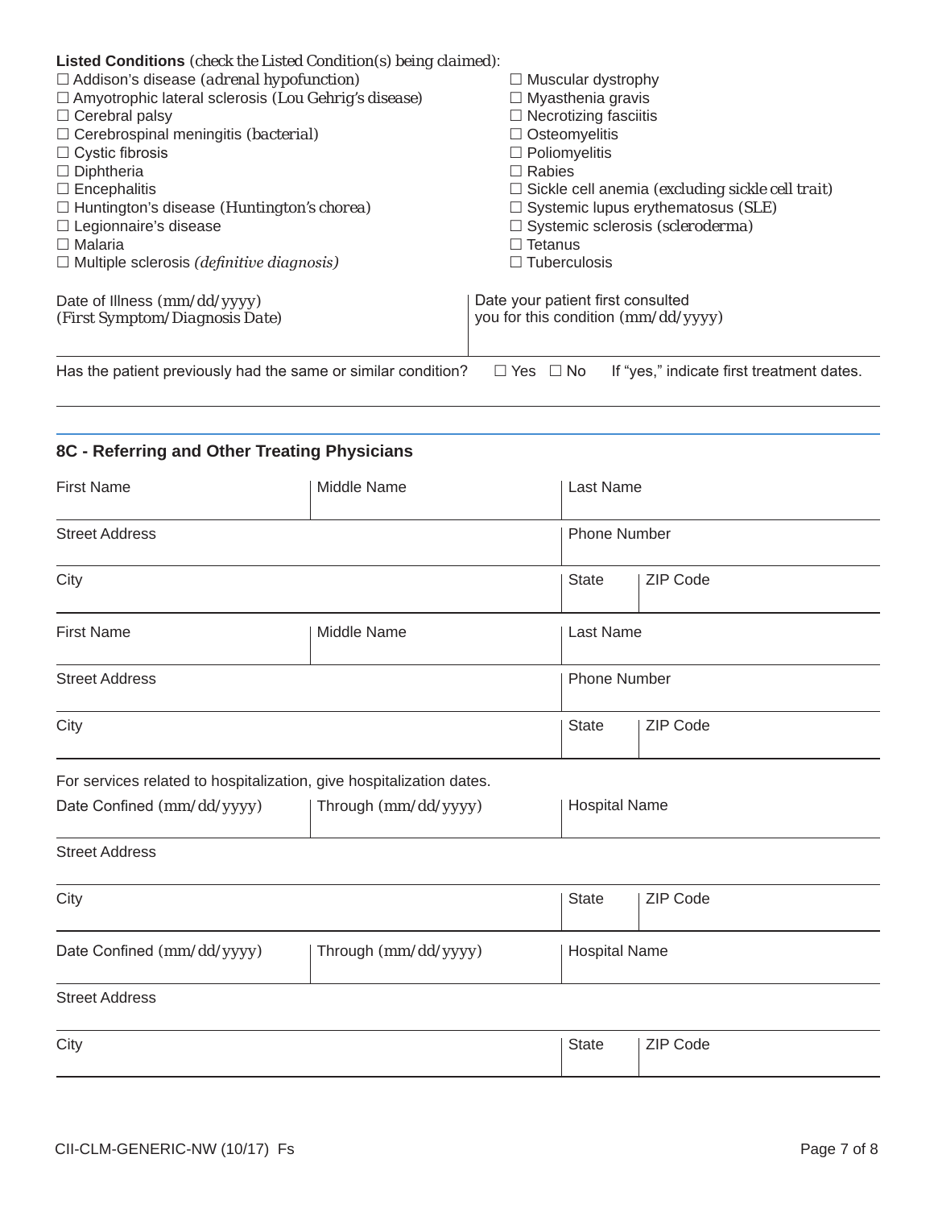**Listed Conditions** (check the Listed Condition(s) being claimed):

☐ Addison's disease (adrenal hypofunction)
☐ Amyotrophic lateral sclerosis (Lou Gehrig's disease)
☐ Cerebral palsy
☐ Cerebrospinal meningitis (bacterial)
☐ Cystic fibrosis
☐ Diphtheria
☐ Encephalitis
☐ Huntington's disease (Huntington's chorea)
☐ Legionnaire's disease
☐ Malaria
☐ Multiple sclerosis *(definitive diagnosis)*
☐ Muscular dystrophy
☐ Myasthenia gravis
☐ Necrotizing fasciitis
☐ Osteomyelitis
☐ Poliomyelitis
☐ Rabies
☐ Sickle cell anemia (excluding sickle cell trait)
☐ Systemic lupus erythematosus (SLE)
☐ Systemic sclerosis (scleroderma)
☐ Tetanus
☐ Tuberculosis

| Date of Illness (mm/dd/yyyy) (First Symptom/Diagnosis Date) | Date your patient first consulted you for this condition (mm/dd/yyyy) |
|---|---|
| | |

Has the patient previously had the same or similar condition? ☐ Yes ☐ No If "yes," indicate first treatment dates.

## 8C - Referring and Other Treating Physicians

| First Name | Middle Name | Last Name | |
|---|---|---|---|
| Street Address | | Phone Number | |
| City | | State | ZIP Code |

| First Name | Middle Name | Last Name | |
|---|---|---|---|
| Street Address | | Phone Number | |
| City | | State | ZIP Code |

For services related to hospitalization, give hospitalization dates.

| Date Confined (mm/dd/yyyy) | Through (mm/dd/yyyy) | Hospital Name | |
|---|---|---|---|
| Street Address | | | |
| City | | State | ZIP Code |

| Date Confined (mm/dd/yyyy) | Through (mm/dd/yyyy) | Hospital Name | |
|---|---|---|---|
| Street Address | | | |
| City | | State | ZIP Code |

CII-CLM-GENERIC-NW (10/17) Fs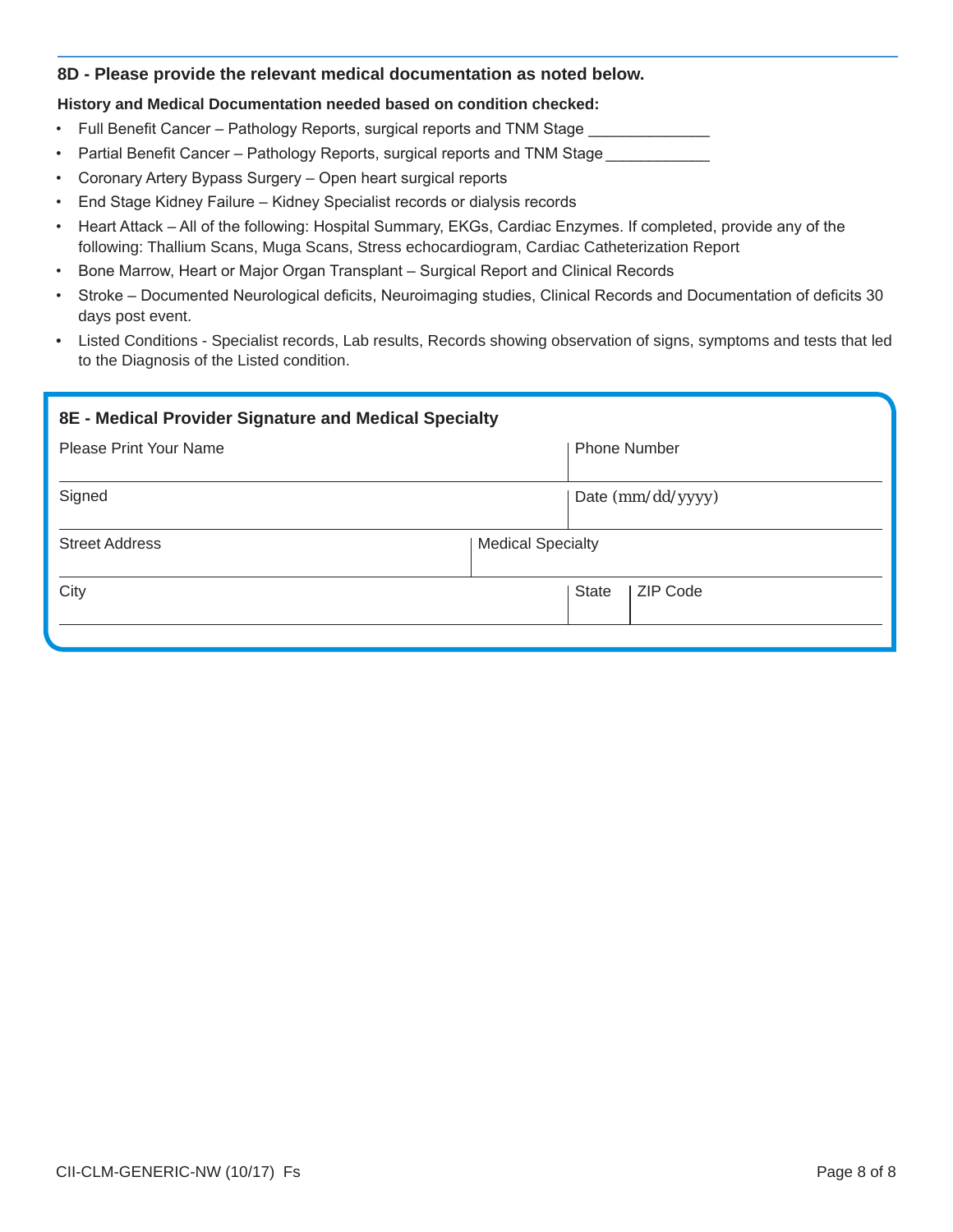### 8D - Please provide the relevant medical documentation as noted below.

**History and Medical Documentation needed based on condition checked:**

- Full Benefit Cancer – Pathology Reports, surgical reports and TNM Stage ______________
- Partial Benefit Cancer – Pathology Reports, surgical reports and TNM Stage ____________
- Coronary Artery Bypass Surgery – Open heart surgical reports
- End Stage Kidney Failure – Kidney Specialist records or dialysis records
- Heart Attack – All of the following: Hospital Summary, EKGs, Cardiac Enzymes. If completed, provide any of the following: Thallium Scans, Muga Scans, Stress echocardiogram, Cardiac Catheterization Report
- Bone Marrow, Heart or Major Organ Transplant – Surgical Report and Clinical Records
- Stroke – Documented Neurological deficits, Neuroimaging studies, Clinical Records and Documentation of deficits 30 days post event.
- Listed Conditions - Specialist records, Lab results, Records showing observation of signs, symptoms and tests that led to the Diagnosis of the Listed condition.

### 8E - Medical Provider Signature and Medical Specialty

| | | |
|---|---|---|
| Please Print Your Name | Phone Number | |
| Signed | Date (mm/dd/yyyy) | |
| Street Address | Medical Specialty | |
| City | State | ZIP Code |